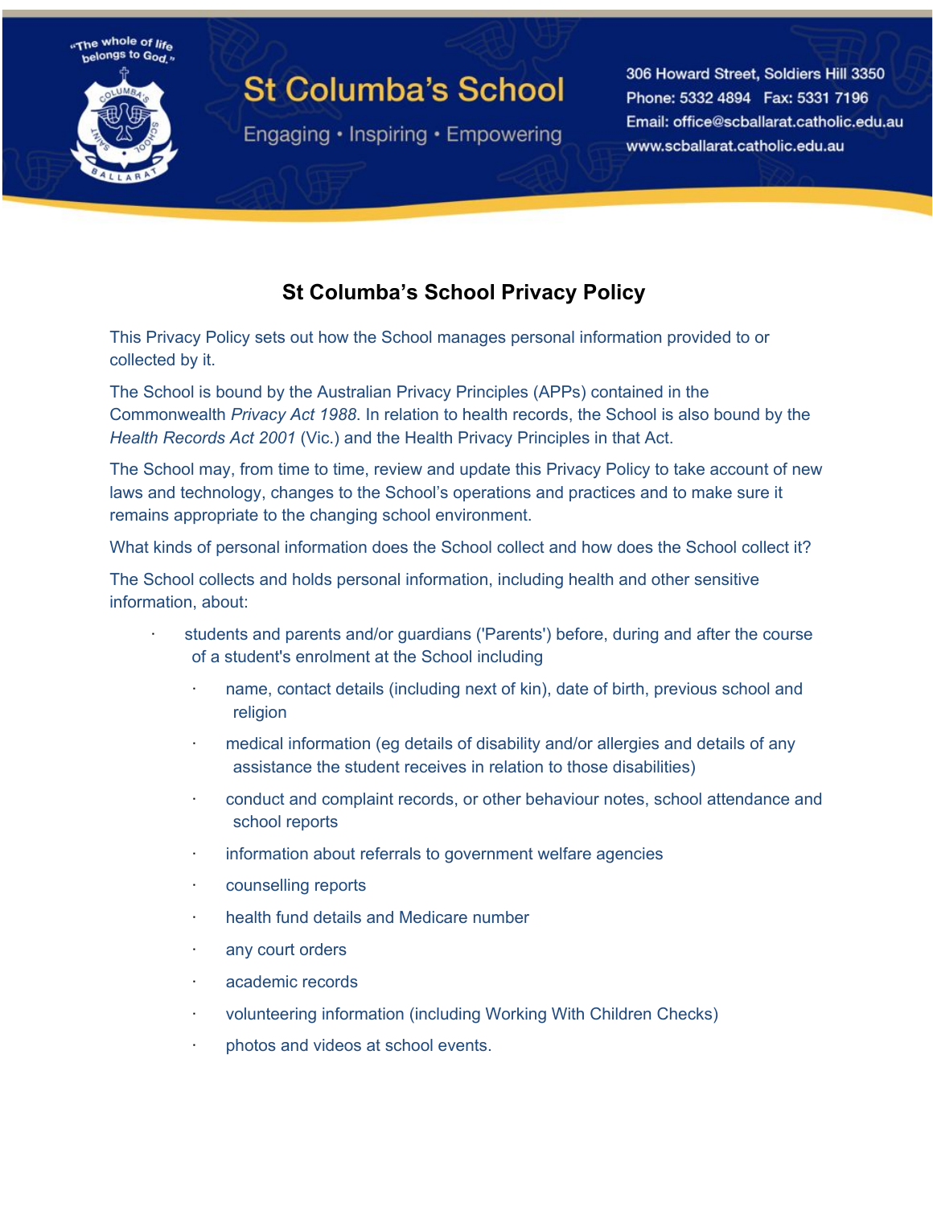St Columba's School

Engaging • Inspiring • Empowering

"The whole of life belongs to God."

306 Howard Street, Soldiers Hill 3350
Phone: 5332 4894 Fax: 5331 7196
Email: office@scballarat.catholic.edu.au
www.scballarat.catholic.edu.au

# St Columba's School Privacy Policy

This Privacy Policy sets out how the School manages personal information provided to or collected by it.

The School is bound by the Australian Privacy Principles (APPs) contained in the Commonwealth *Privacy Act 1988*. In relation to health records, the School is also bound by the *Health Records Act 2001* (Vic.) and the Health Privacy Principles in that Act.

The School may, from time to time, review and update this Privacy Policy to take account of new laws and technology, changes to the School's operations and practices and to make sure it remains appropriate to the changing school environment.

What kinds of personal information does the School collect and how does the School collect it?

The School collects and holds personal information, including health and other sensitive information, about:

- students and parents and/or guardians ('Parents') before, during and after the course of a student's enrolment at the School including
  - name, contact details (including next of kin), date of birth, previous school and religion
  - medical information (eg details of disability and/or allergies and details of any assistance the student receives in relation to those disabilities)
  - conduct and complaint records, or other behaviour notes, school attendance and school reports
  - information about referrals to government welfare agencies
  - counselling reports
  - health fund details and Medicare number
  - any court orders
  - academic records
  - volunteering information (including Working With Children Checks)
  - photos and videos at school events.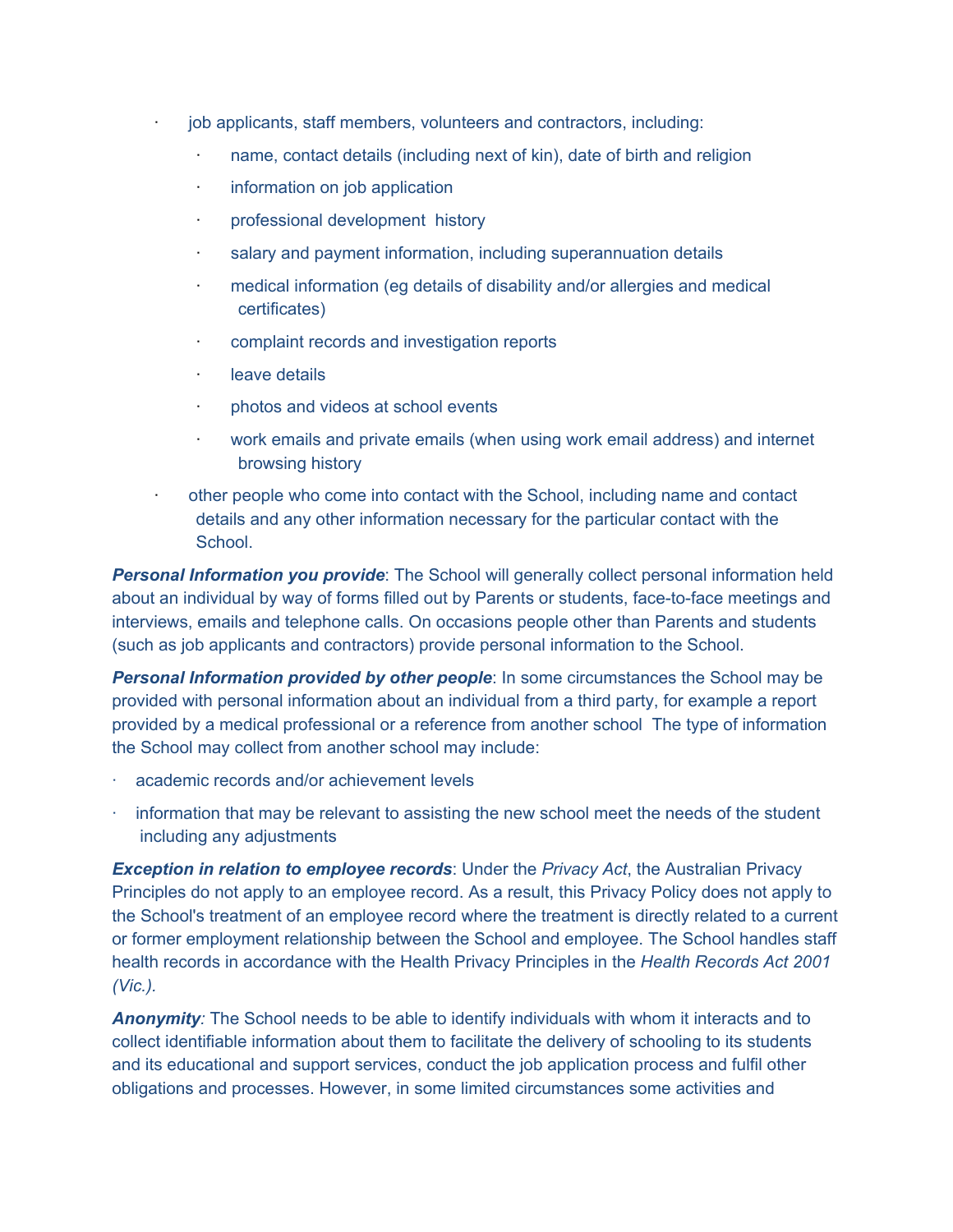- job applicants, staff members, volunteers and contractors, including:
    - name, contact details (including next of kin), date of birth and religion
    - information on job application
    - professional development  history
    - salary and payment information, including superannuation details
    - medical information (eg details of disability and/or allergies and medical certificates)
    - complaint records and investigation reports
    - leave details
    - photos and videos at school events
    - work emails and private emails (when using work email address) and internet browsing history
- other people who come into contact with the School, including name and contact details and any other information necessary for the particular contact with the School.

***Personal Information you provide***: The School will generally collect personal information held about an individual by way of forms filled out by Parents or students, face-to-face meetings and interviews, emails and telephone calls. On occasions people other than Parents and students (such as job applicants and contractors) provide personal information to the School.

***Personal Information provided by other people***: In some circumstances the School may be provided with personal information about an individual from a third party, for example a report provided by a medical professional or a reference from another school  The type of information the School may collect from another school may include:

- academic records and/or achievement levels
- information that may be relevant to assisting the new school meet the needs of the student including any adjustments

***Exception in relation to employee records***: Under the *Privacy Act*, the Australian Privacy Principles do not apply to an employee record. As a result, this Privacy Policy does not apply to the School's treatment of an employee record where the treatment is directly related to a current or former employment relationship between the School and employee. The School handles staff health records in accordance with the Health Privacy Principles in the *Health Records Act 2001 (Vic.).*

***Anonymity****:* The School needs to be able to identify individuals with whom it interacts and to collect identifiable information about them to facilitate the delivery of schooling to its students and its educational and support services, conduct the job application process and fulfil other obligations and processes. However, in some limited circumstances some activities and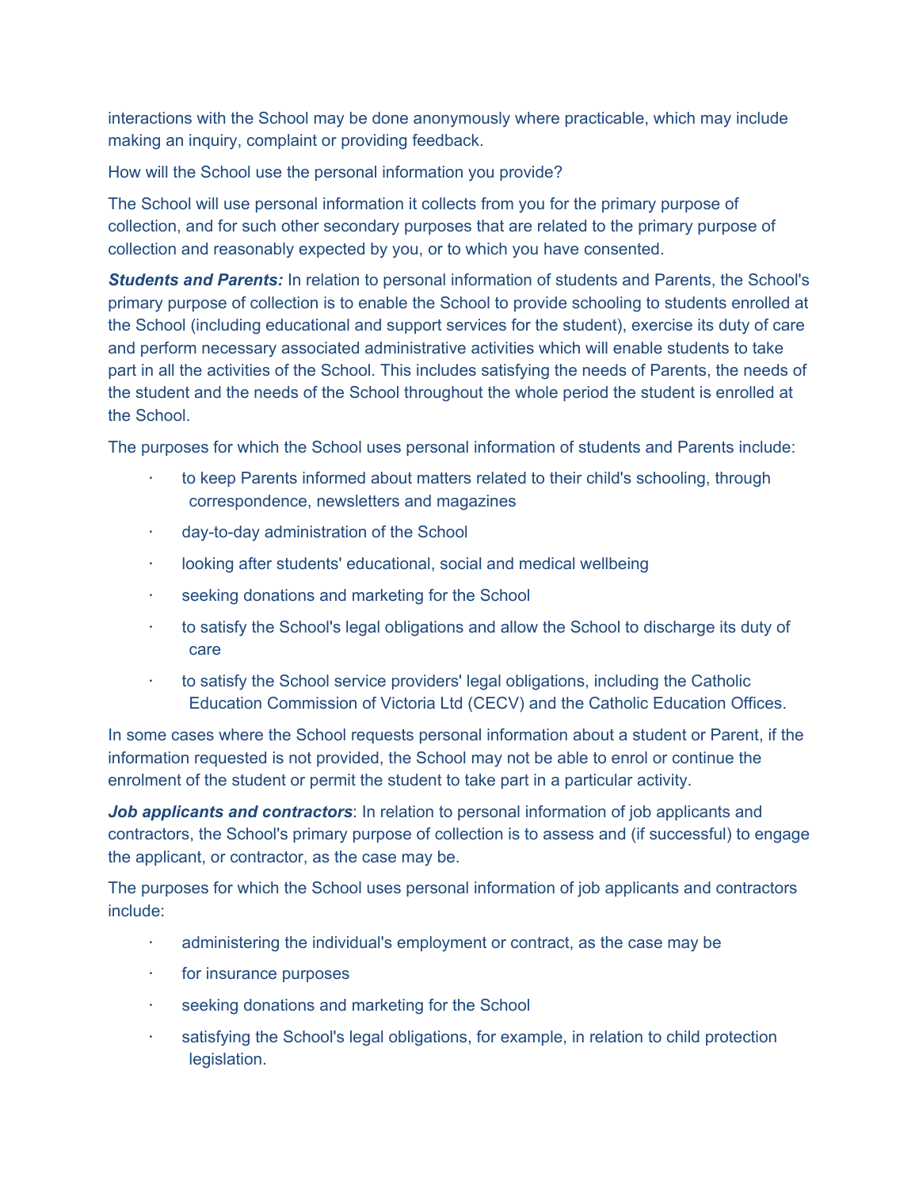interactions with the School may be done anonymously where practicable, which may include making an inquiry, complaint or providing feedback.

How will the School use the personal information you provide?

The School will use personal information it collects from you for the primary purpose of collection, and for such other secondary purposes that are related to the primary purpose of collection and reasonably expected by you, or to which you have consented.

***Students and Parents:*** In relation to personal information of students and Parents, the School's primary purpose of collection is to enable the School to provide schooling to students enrolled at the School (including educational and support services for the student), exercise its duty of care and perform necessary associated administrative activities which will enable students to take part in all the activities of the School. This includes satisfying the needs of Parents, the needs of the student and the needs of the School throughout the whole period the student is enrolled at the School.

The purposes for which the School uses personal information of students and Parents include:

- to keep Parents informed about matters related to their child's schooling, through correspondence, newsletters and magazines
- day-to-day administration of the School
- looking after students' educational, social and medical wellbeing
- seeking donations and marketing for the School
- to satisfy the School's legal obligations and allow the School to discharge its duty of care
- to satisfy the School service providers' legal obligations, including the Catholic Education Commission of Victoria Ltd (CECV) and the Catholic Education Offices.

In some cases where the School requests personal information about a student or Parent, if the information requested is not provided, the School may not be able to enrol or continue the enrolment of the student or permit the student to take part in a particular activity.

***Job applicants and contractors***: In relation to personal information of job applicants and contractors, the School's primary purpose of collection is to assess and (if successful) to engage the applicant, or contractor, as the case may be.

The purposes for which the School uses personal information of job applicants and contractors include:

- administering the individual's employment or contract, as the case may be
- for insurance purposes
- seeking donations and marketing for the School
- satisfying the School's legal obligations, for example, in relation to child protection legislation.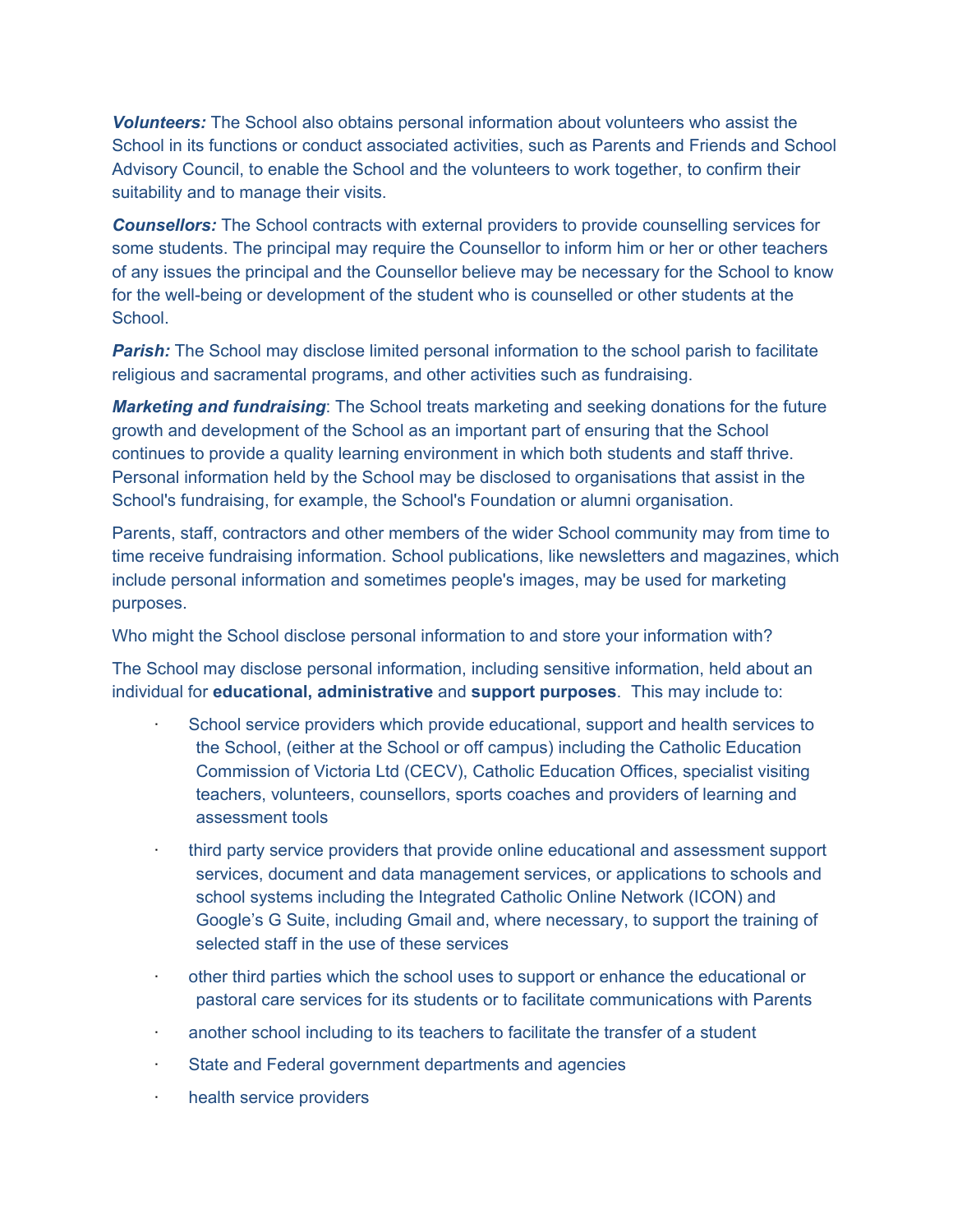***Volunteers:*** The School also obtains personal information about volunteers who assist the School in its functions or conduct associated activities, such as Parents and Friends and School Advisory Council, to enable the School and the volunteers to work together, to confirm their suitability and to manage their visits.

***Counsellors:*** The School contracts with external providers to provide counselling services for some students. The principal may require the Counsellor to inform him or her or other teachers of any issues the principal and the Counsellor believe may be necessary for the School to know for the well-being or development of the student who is counselled or other students at the School.

***Parish:*** The School may disclose limited personal information to the school parish to facilitate religious and sacramental programs, and other activities such as fundraising.

***Marketing and fundraising***: The School treats marketing and seeking donations for the future growth and development of the School as an important part of ensuring that the School continues to provide a quality learning environment in which both students and staff thrive. Personal information held by the School may be disclosed to organisations that assist in the School's fundraising, for example, the School's Foundation or alumni organisation.

Parents, staff, contractors and other members of the wider School community may from time to time receive fundraising information. School publications, like newsletters and magazines, which include personal information and sometimes people's images, may be used for marketing purposes.

Who might the School disclose personal information to and store your information with?

The School may disclose personal information, including sensitive information, held about an individual for **educational, administrative** and **support purposes**. This may include to:

- School service providers which provide educational, support and health services to the School, (either at the School or off campus) including the Catholic Education Commission of Victoria Ltd (CECV), Catholic Education Offices, specialist visiting teachers, volunteers, counsellors, sports coaches and providers of learning and assessment tools
- third party service providers that provide online educational and assessment support services, document and data management services, or applications to schools and school systems including the Integrated Catholic Online Network (ICON) and Google's G Suite, including Gmail and, where necessary, to support the training of selected staff in the use of these services
- other third parties which the school uses to support or enhance the educational or pastoral care services for its students or to facilitate communications with Parents
- another school including to its teachers to facilitate the transfer of a student
- State and Federal government departments and agencies
- health service providers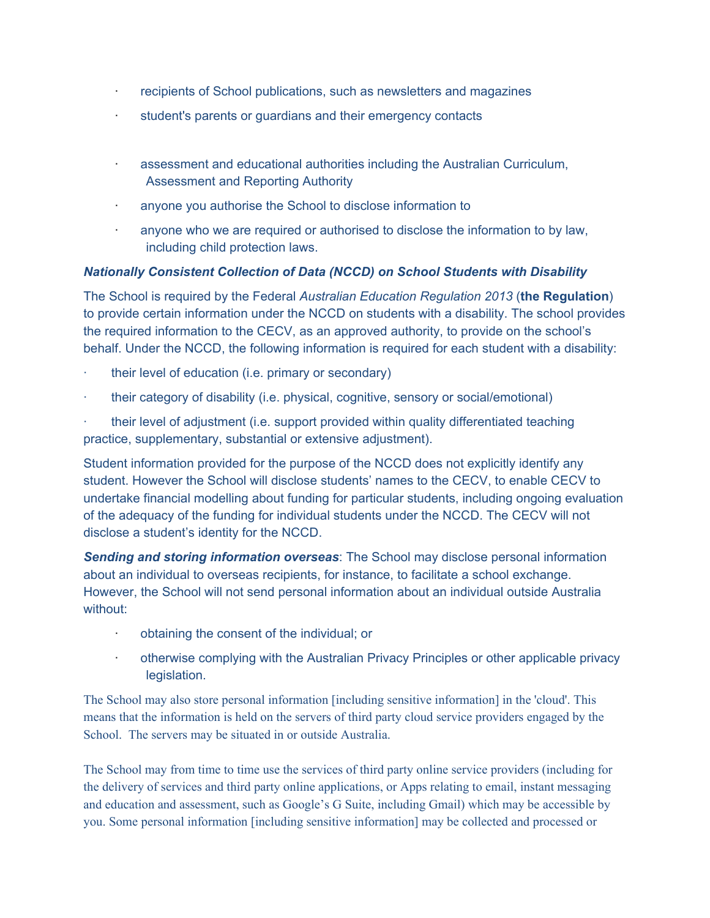- recipients of School publications, such as newsletters and magazines
- student's parents or guardians and their emergency contacts
- assessment and educational authorities including the Australian Curriculum, Assessment and Reporting Authority
- anyone you authorise the School to disclose information to
- anyone who we are required or authorised to disclose the information to by law, including child protection laws.

***Nationally Consistent Collection of Data (NCCD) on School Students with Disability***

The School is required by the Federal *Australian Education Regulation 2013* (**the Regulation**) to provide certain information under the NCCD on students with a disability. The school provides the required information to the CECV, as an approved authority, to provide on the school's behalf. Under the NCCD, the following information is required for each student with a disability:

- their level of education (i.e. primary or secondary)
- their category of disability (i.e. physical, cognitive, sensory or social/emotional)
- their level of adjustment (i.e. support provided within quality differentiated teaching practice, supplementary, substantial or extensive adjustment).

Student information provided for the purpose of the NCCD does not explicitly identify any student. However the School will disclose students' names to the CECV, to enable CECV to undertake financial modelling about funding for particular students, including ongoing evaluation of the adequacy of the funding for individual students under the NCCD. The CECV will not disclose a student's identity for the NCCD.

***Sending and storing information overseas***: The School may disclose personal information about an individual to overseas recipients, for instance, to facilitate a school exchange. However, the School will not send personal information about an individual outside Australia without:

- obtaining the consent of the individual; or
- otherwise complying with the Australian Privacy Principles or other applicable privacy legislation.

The School may also store personal information [including sensitive information] in the 'cloud'. This means that the information is held on the servers of third party cloud service providers engaged by the School. The servers may be situated in or outside Australia.

The School may from time to time use the services of third party online service providers (including for the delivery of services and third party online applications, or Apps relating to email, instant messaging and education and assessment, such as Google's G Suite, including Gmail) which may be accessible by you. Some personal information [including sensitive information] may be collected and processed or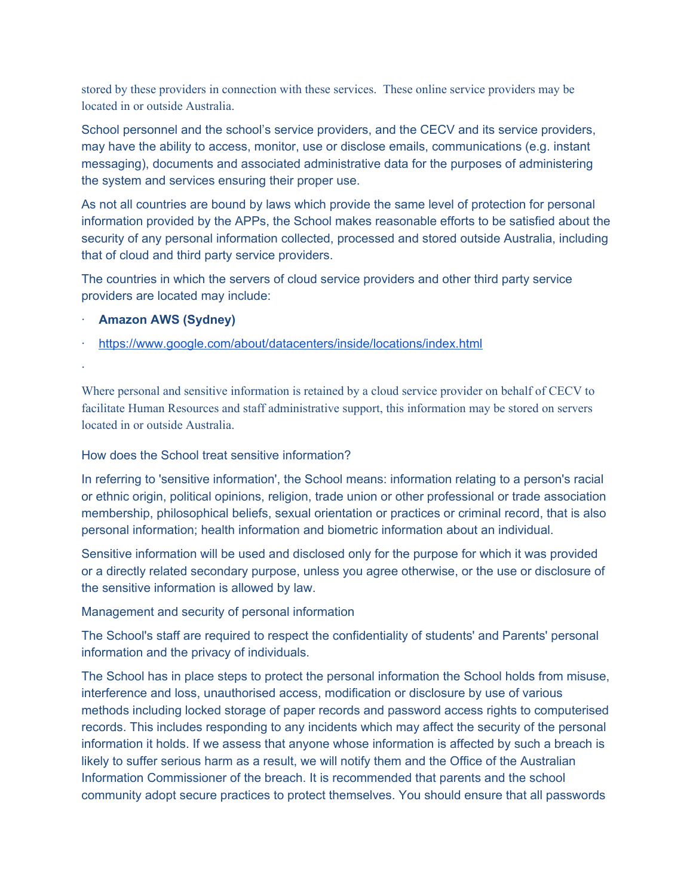stored by these providers in connection with these services. These online service providers may be located in or outside Australia.

School personnel and the school's service providers, and the CECV and its service providers, may have the ability to access, monitor, use or disclose emails, communications (e.g. instant messaging), documents and associated administrative data for the purposes of administering the system and services ensuring their proper use.

As not all countries are bound by laws which provide the same level of protection for personal information provided by the APPs, the School makes reasonable efforts to be satisfied about the security of any personal information collected, processed and stored outside Australia, including that of cloud and third party service providers.

The countries in which the servers of cloud service providers and other third party service providers are located may include:

- **Amazon AWS (Sydney)**
- https://www.google.com/about/datacenters/inside/locations/index.html
- 

Where personal and sensitive information is retained by a cloud service provider on behalf of CECV to facilitate Human Resources and staff administrative support, this information may be stored on servers located in or outside Australia.

How does the School treat sensitive information?

In referring to 'sensitive information', the School means: information relating to a person's racial or ethnic origin, political opinions, religion, trade union or other professional or trade association membership, philosophical beliefs, sexual orientation or practices or criminal record, that is also personal information; health information and biometric information about an individual.

Sensitive information will be used and disclosed only for the purpose for which it was provided or a directly related secondary purpose, unless you agree otherwise, or the use or disclosure of the sensitive information is allowed by law.

Management and security of personal information

The School's staff are required to respect the confidentiality of students' and Parents' personal information and the privacy of individuals.

The School has in place steps to protect the personal information the School holds from misuse, interference and loss, unauthorised access, modification or disclosure by use of various methods including locked storage of paper records and password access rights to computerised records. This includes responding to any incidents which may affect the security of the personal information it holds. If we assess that anyone whose information is affected by such a breach is likely to suffer serious harm as a result, we will notify them and the Office of the Australian Information Commissioner of the breach. It is recommended that parents and the school community adopt secure practices to protect themselves. You should ensure that all passwords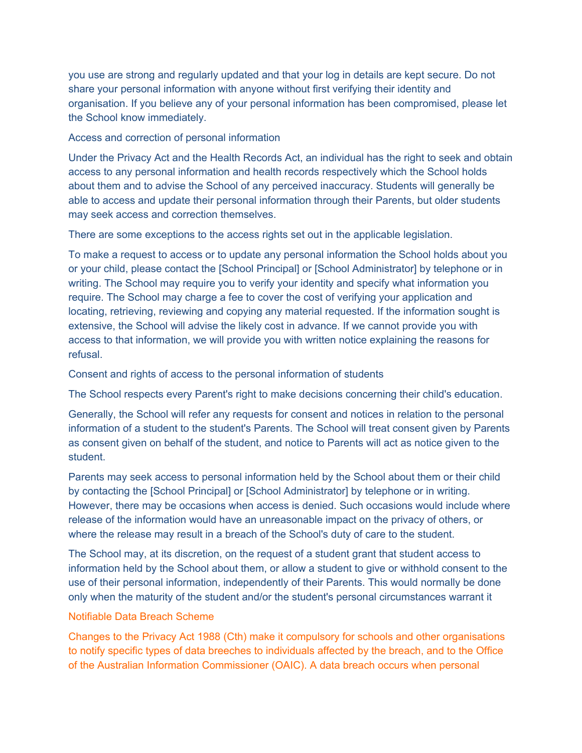you use are strong and regularly updated and that your log in details are kept secure. Do not share your personal information with anyone without first verifying their identity and organisation. If you believe any of your personal information has been compromised, please let the School know immediately.

## Access and correction of personal information

Under the Privacy Act and the Health Records Act, an individual has the right to seek and obtain access to any personal information and health records respectively which the School holds about them and to advise the School of any perceived inaccuracy. Students will generally be able to access and update their personal information through their Parents, but older students may seek access and correction themselves.

There are some exceptions to the access rights set out in the applicable legislation.

To make a request to access or to update any personal information the School holds about you or your child, please contact the [School Principal] or [School Administrator] by telephone or in writing. The School may require you to verify your identity and specify what information you require. The School may charge a fee to cover the cost of verifying your application and locating, retrieving, reviewing and copying any material requested. If the information sought is extensive, the School will advise the likely cost in advance. If we cannot provide you with access to that information, we will provide you with written notice explaining the reasons for refusal.

## Consent and rights of access to the personal information of students

The School respects every Parent's right to make decisions concerning their child's education.

Generally, the School will refer any requests for consent and notices in relation to the personal information of a student to the student's Parents. The School will treat consent given by Parents as consent given on behalf of the student, and notice to Parents will act as notice given to the student.

Parents may seek access to personal information held by the School about them or their child by contacting the [School Principal] or [School Administrator] by telephone or in writing. However, there may be occasions when access is denied. Such occasions would include where release of the information would have an unreasonable impact on the privacy of others, or where the release may result in a breach of the School's duty of care to the student.

The School may, at its discretion, on the request of a student grant that student access to information held by the School about them, or allow a student to give or withhold consent to the use of their personal information, independently of their Parents. This would normally be done only when the maturity of the student and/or the student's personal circumstances warrant it

## Notifiable Data Breach Scheme

Changes to the Privacy Act 1988 (Cth) make it compulsory for schools and other organisations to notify specific types of data breeches to individuals affected by the breach, and to the Office of the Australian Information Commissioner (OAIC). A data breach occurs when personal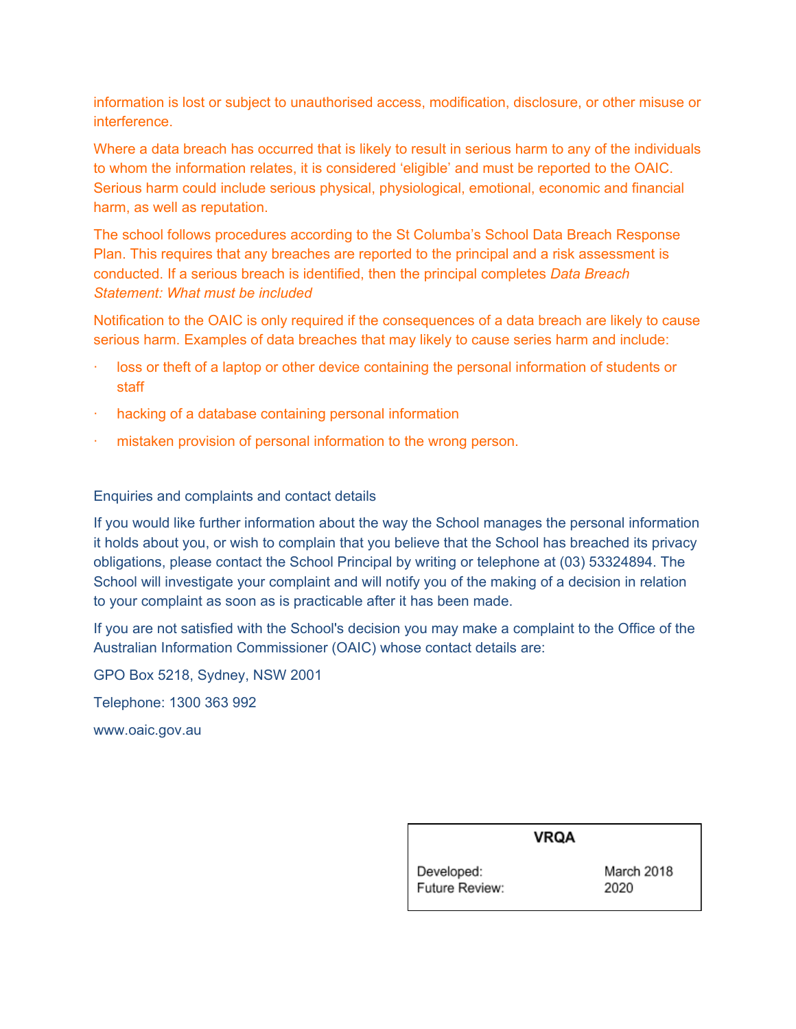information is lost or subject to unauthorised access, modification, disclosure, or other misuse or interference.

Where a data breach has occurred that is likely to result in serious harm to any of the individuals to whom the information relates, it is considered 'eligible' and must be reported to the OAIC. Serious harm could include serious physical, physiological, emotional, economic and financial harm, as well as reputation.

The school follows procedures according to the St Columba's School Data Breach Response Plan. This requires that any breaches are reported to the principal and a risk assessment is conducted. If a serious breach is identified, then the principal completes *Data Breach Statement: What must be included*

Notification to the OAIC is only required if the consequences of a data breach are likely to cause serious harm. Examples of data breaches that may likely to cause series harm and include:

- loss or theft of a laptop or other device containing the personal information of students or staff
- hacking of a database containing personal information
- mistaken provision of personal information to the wrong person.

## Enquiries and complaints and contact details

If you would like further information about the way the School manages the personal information it holds about you, or wish to complain that you believe that the School has breached its privacy obligations, please contact the School Principal by writing or telephone at (03) 53324894. The School will investigate your complaint and will notify you of the making of a decision in relation to your complaint as soon as is practicable after it has been made.

If you are not satisfied with the School's decision you may make a complaint to the Office of the Australian Information Commissioner (OAIC) whose contact details are:

GPO Box 5218, Sydney, NSW 2001

Telephone: 1300 363 992

www.oaic.gov.au

| VRQA | |
|---|---|
| Developed: | March 2018 |
| Future Review: | 2020 |